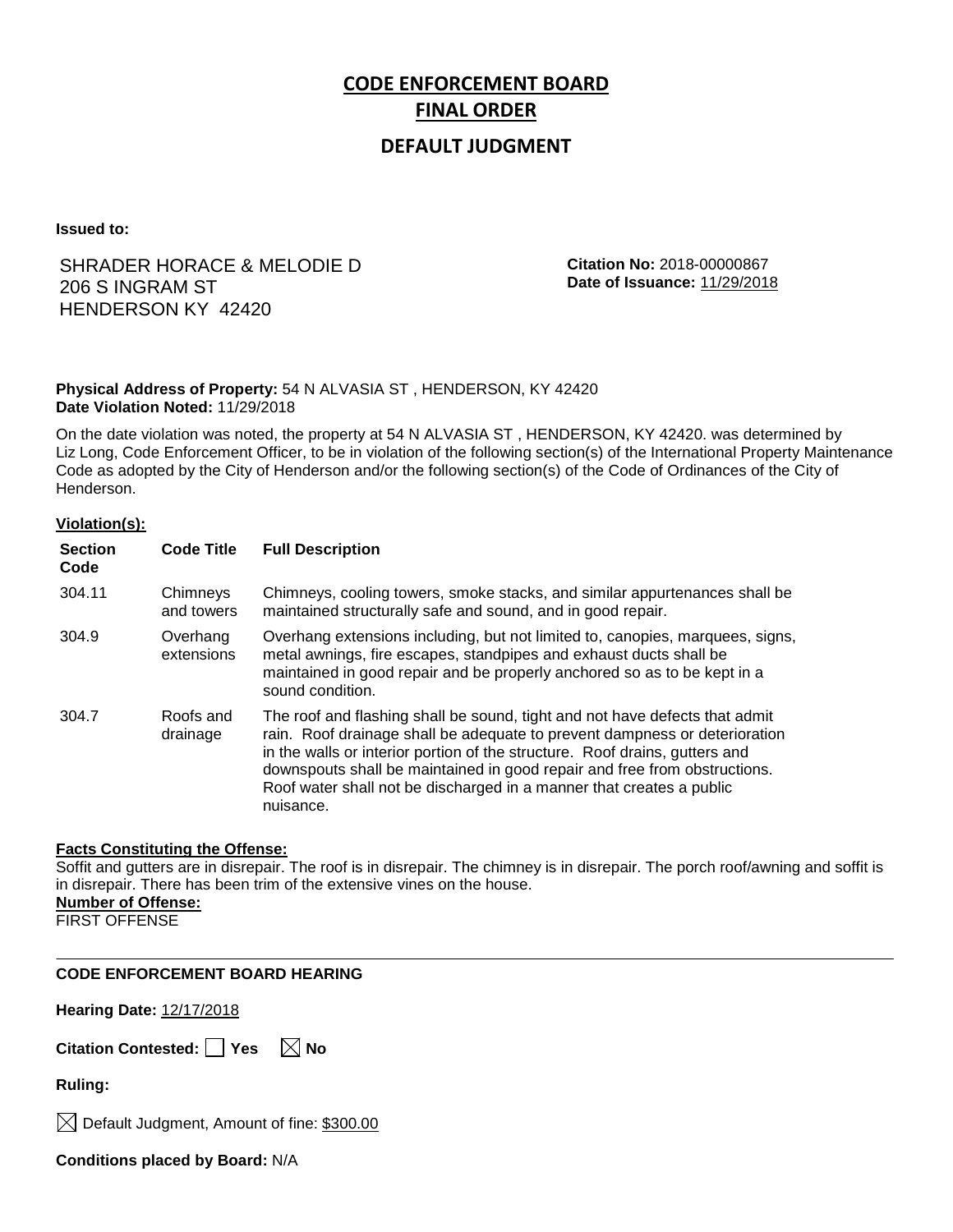# CODE ENFORCEMENT BOARD

## FINAL ORDER

### DEFAULT JUDGMENT

**Issued to:**

SHRADER HORACE & MELODIE D
206 S INGRAM ST
HENDERSON KY 42420

**Citation No:** 2018-00000867
**Date of Issuance:** 11/29/2018

**Physical Address of Property:** 54 N ALVASIA ST , HENDERSON, KY 42420
**Date Violation Noted:** 11/29/2018

On the date violation was noted, the property at 54 N ALVASIA ST , HENDERSON, KY 42420. was determined by Liz Long, Code Enforcement Officer, to be in violation of the following section(s) of the International Property Maintenance Code as adopted by the City of Henderson and/or the following section(s) of the Code of Ordinances of the City of Henderson.

**Violation(s):**

| Section Code | Code Title | Full Description |
|---|---|---|
| 304.11 | Chimneys and towers | Chimneys, cooling towers, smoke stacks, and similar appurtenances shall be maintained structurally safe and sound, and in good repair. |
| 304.9 | Overhang extensions | Overhang extensions including, but not limited to, canopies, marquees, signs, metal awnings, fire escapes, standpipes and exhaust ducts shall be maintained in good repair and be properly anchored so as to be kept in a sound condition. |
| 304.7 | Roofs and drainage | The roof and flashing shall be sound, tight and not have defects that admit rain. Roof drainage shall be adequate to prevent dampness or deterioration in the walls or interior portion of the structure. Roof drains, gutters and downspouts shall be maintained in good repair and free from obstructions. Roof water shall not be discharged in a manner that creates a public nuisance. |

**Facts Constituting the Offense:**
Soffit and gutters are in disrepair. The roof is in disrepair. The chimney is in disrepair. The porch roof/awning and soffit is in disrepair. There has been trim of the extensive vines on the house.

**Number of Offense:**
FIRST OFFENSE

---

**CODE ENFORCEMENT BOARD HEARING**

**Hearing Date:** 12/17/2018

**Citation Contested:** ☐ Yes ☒ No

**Ruling:**

☒ Default Judgment, Amount of fine: $300.00

**Conditions placed by Board:** N/A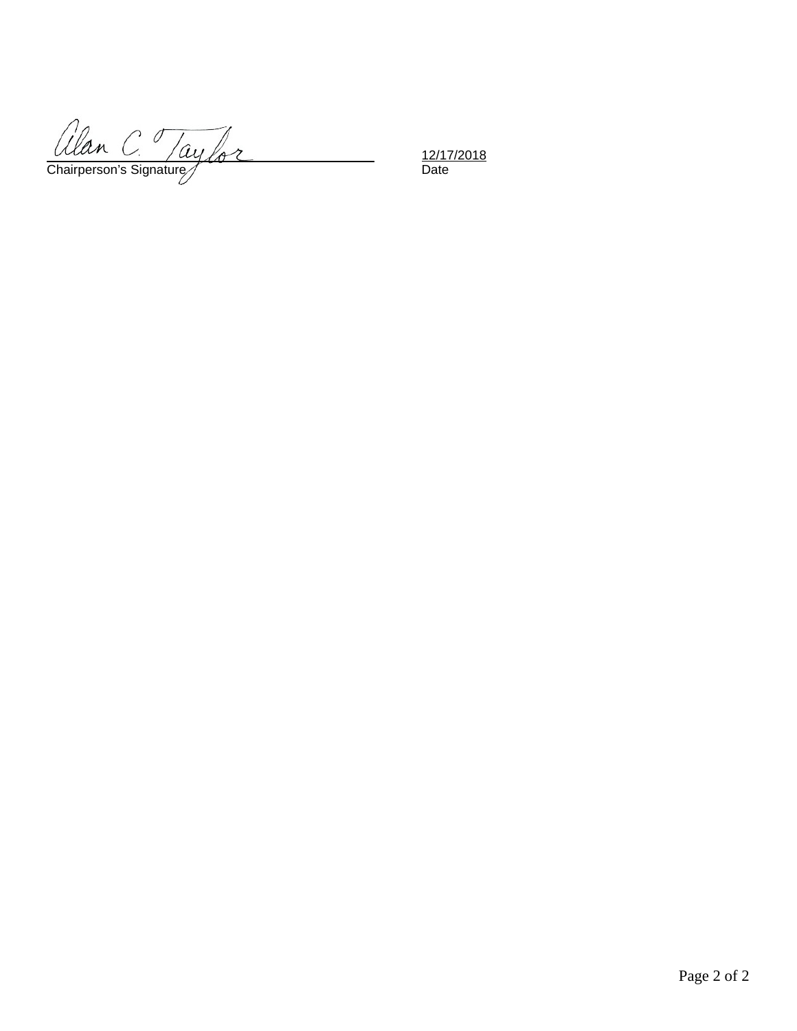Alan C. Taylor

Chairperson's Signature

12/17/2018

Date